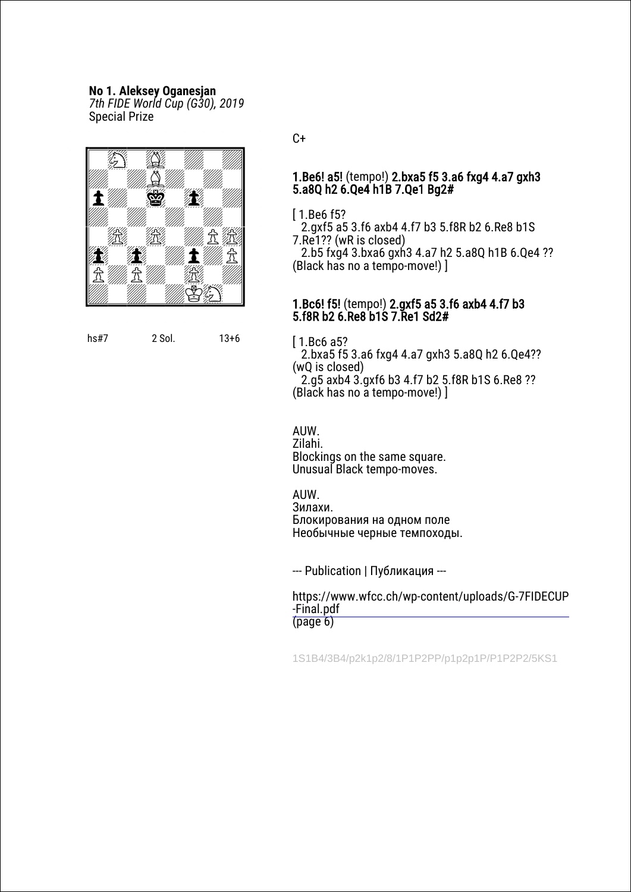**No 1. Aleksey Oganesjan**
*7th FIDE World Cup (G30), 2019*
Special Prize

hs#7 2 Sol. 13+6

C+

**1.Be6! a5!** (tempo!) **2.bxa5 f5 3.a6 fxg4 4.a7 gxh3 5.a8Q h2 6.Qe4 h1B 7.Qe1 Bg2#**

[ 1.Be6 f5?
2.gxf5 a5 3.f6 axb4 4.f7 b3 5.f8R b2 6.Re8 b1S 7.Re1?? (wR is closed)
2.b5 fxg4 3.bxa6 gxh3 4.a7 h2 5.a8Q h1B 6.Qe4 ?? (Black has no a tempo-move!) ]

**1.Bc6! f5!** (tempo!) **2.gxf5 a5 3.f6 axb4 4.f7 b3 5.f8R b2 6.Re8 b1S 7.Re1 Sd2#**

[ 1.Bc6 a5?
2.bxa5 f5 3.a6 fxg4 4.a7 gxh3 5.a8Q h2 6.Qe4?? (wQ is closed)
2.g5 axb4 3.gxf6 b3 4.f7 b2 5.f8R b1S 6.Re8 ?? (Black has no a tempo-move!) ]

AUW.
Zilahi.
Blockings on the same square.
Unusual Black tempo-moves.

AUW.
Зилахи.
Блокирования на одном поле
Необычные черные темпоходы.

--- Publication | Публикация ---

https://www.wfcc.ch/wp-content/uploads/G-7FIDECUP-Final.pdf
(page 6)

1S1B4/3B4/p2k1p2/8/1P1P2PP/p1p2p1P/P1P2P2/5KS1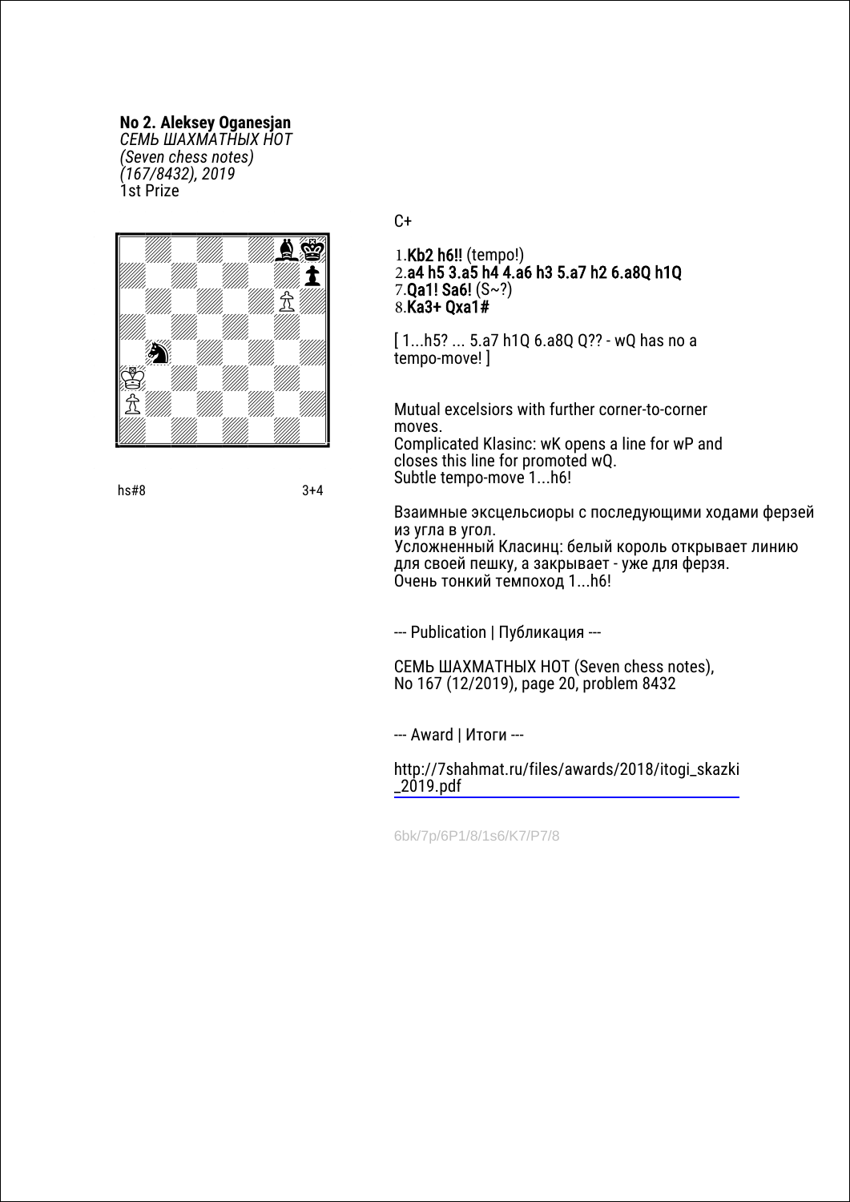**No 2. Aleksey Oganesjan**
*СЕМЬ ШАХМАТНЫХ НОТ*
*(Seven chess notes)*
*(167/8432), 2019*
1st Prize

hs#8 3+4

C+

1.**Kb2 h6!!** (tempo!)
2.**a4 h5 3.a5 h4 4.a6 h3 5.a7 h2 6.a8Q h1Q**
7.**Qa1! Sa6!** (S~?)
8.**Ka3+ Qxa1#**

[ 1...h5? ... 5.a7 h1Q 6.a8Q Q?? - wQ has no a tempo-move! ]

Mutual excelsiors with further corner-to-corner moves.
Complicated Klasinc: wK opens a line for wP and closes this line for promoted wQ.
Subtle tempo-move 1...h6!

Взаимные эксцельсиоры с последующими ходами ферзей из угла в угол.
Усложненный Класинц: белый король открывает линию для своей пешку, а закрывает - уже для ферзя.
Очень тонкий темпоход 1...h6!

--- Publication | Публикация ---

СЕМЬ ШАХМАТНЫХ НОТ (Seven chess notes), No 167 (12/2019), page 20, problem 8432

--- Award | Итоги ---

http://7shahmat.ru/files/awards/2018/itogi_skazki_2019.pdf

6bk/7p/6P1/8/1s6/K7/P7/8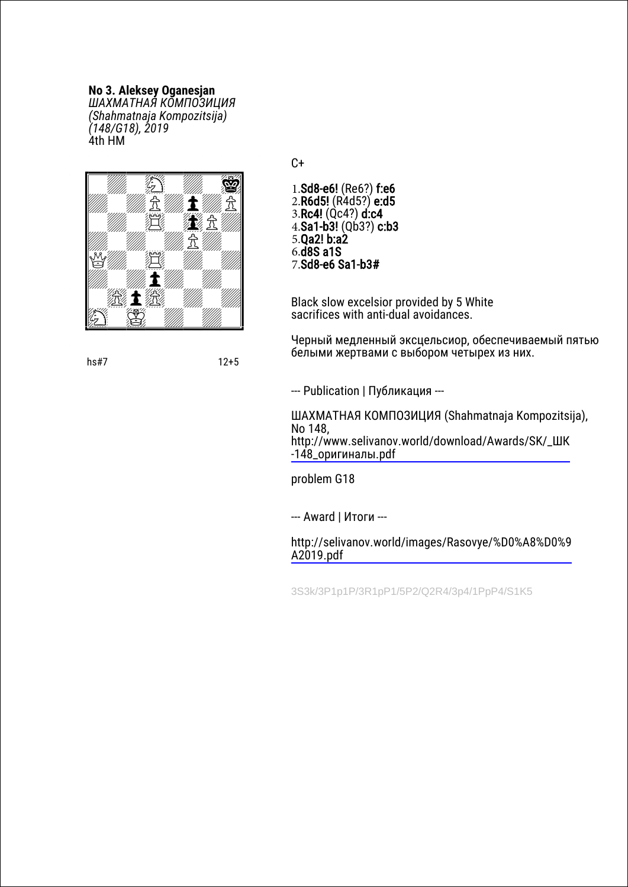**No 3. Aleksey Oganesjan**
*ШАХМАТНАЯ КОМПОЗИЦИЯ*
*(Shahmatnaja Kompozitsija)*
*(148/G18), 2019*
4th HM

hs#7 12+5

C+

1.**Sd8-e6!** (Re6?) **f:e6**
2.**R6d5!** (R4d5?) **e:d5**
3.**Rc4!** (Qc4?) **d:c4**
4.**Sa1-b3!** (Qb3?) **c:b3**
5.**Qa2! b:a2**
6.**d8S a1S**
7.**Sd8-e6 Sa1-b3#**

Black slow excelsior provided by 5 White sacrifices with anti-dual avoidances.

Черный медленный эксцельсиор, обеспечиваемый пятью белыми жертвами с выбором четырех из них.

--- Publication | Публикация ---

ШАХМАТНАЯ КОМПОЗИЦИЯ (Shahmatnaja Kompozitsija), No 148,
http://www.selivanov.world/download/Awards/SK/_ШК-148_оригиналы.pdf

problem G18

--- Award | Итоги ---

http://selivanov.world/images/Rasovye/%D0%A8%D0%9A2019.pdf

3S3k/3P1p1P/3R1pP1/5P2/Q2R4/3p4/1PpP4/S1K5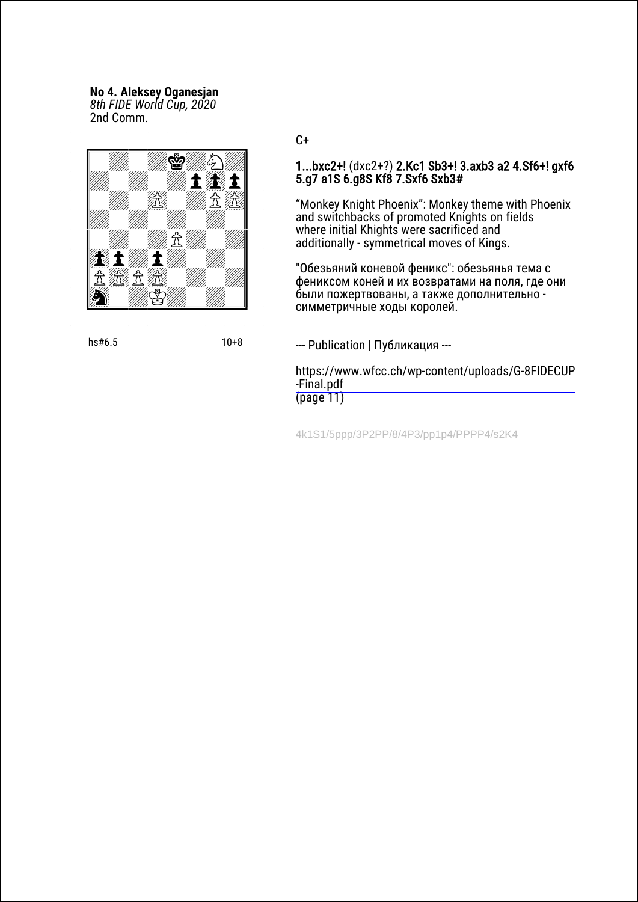**No 4. Aleksey Oganesjan**
*8th FIDE World Cup, 2020*
2nd Comm.

hs#6.5 10+8

C+

1...bxc2+! (dxc2+?) 2.Kc1 Sb3+! 3.axb3 a2 4.Sf6+! gxf6 5.g7 a1S 6.g8S Kf8 7.Sxf6 Sxb3#

“Monkey Knight Phoenix”: Monkey theme with Phoenix and switchbacks of promoted Knights on fields where initial Khights were sacrificed and additionally - symmetrical moves of Kings.

"Обезьяний коневой феникс": обезьянья тема с фениксом коней и их возвратами на поля, где они были пожертвованы, а также дополнительно - симметричные ходы королей.

--- Publication | Публикация ---

https://www.wfcc.ch/wp-content/uploads/G-8FIDECUP-Final.pdf
(page 11)

4k1S1/5ppp/3P2PP/8/4P3/pp1p4/PPPP4/s2K4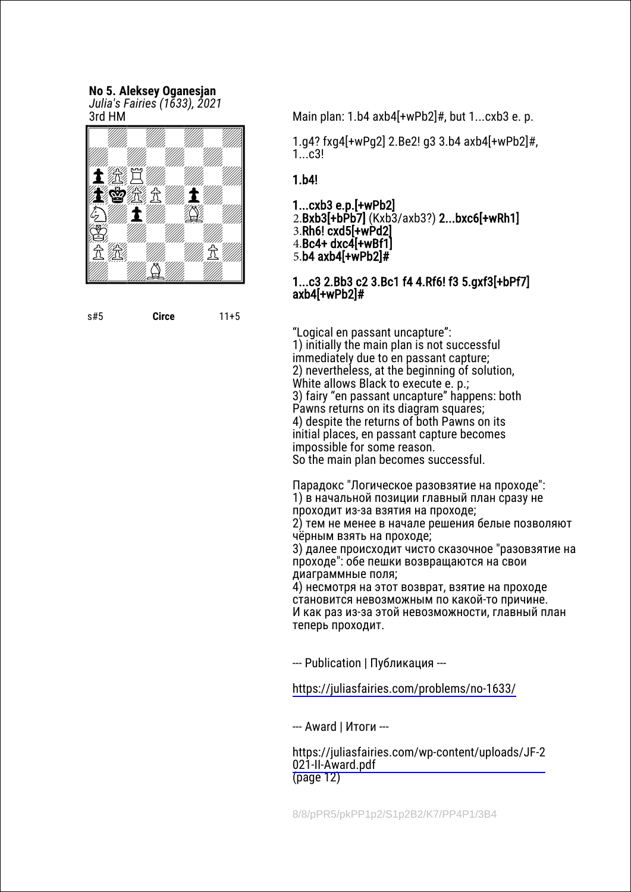**No 5. Aleksey Oganesjan**
*Julia's Fairies (1633), 2021*
3rd HM

s#5 **Circe** 11+5

Main plan: 1.b4 axb4[+wPb2]#, but 1...cxb3 e. p.

1.g4? fxg4[+wPg2] 2.Be2! g3 3.b4 axb4[+wPb2]#, 1...c3!

**1.b4!**

**1...cxb3 e.p.[+wPb2]**
2.**Bxb3[+bPb7]** (Kxb3/axb3?) **2...bxc6[+wRh1]**
3.**Rh6! cxd5[+wPd2]**
4.**Bc4+ dxc4[+wBf1]**
5.**b4 axb4[+wPb2]#**

**1...c3 2.Bb3 c2 3.Bc1 f4 4.Rf6! f3 5.gxf3[+bPf7] axb4[+wPb2]#**

“Logical en passant uncapture”:
1) initially the main plan is not successful immediately due to en passant capture;
2) nevertheless, at the beginning of solution, White allows Black to execute e. p.;
3) fairy “en passant uncapture” happens: both Pawns returns on its diagram squares;
4) despite the returns of both Pawns on its initial places, en passant capture becomes impossible for some reason.
So the main plan becomes successful.

Парадокс "Логическое разовзятие на проходе":
1) в начальной позиции главный план сразу не проходит из-за взятия на проходе;
2) тем не менее в начале решения белые позволяют чёрным взять на проходе;
3) далее происходит чисто сказочное "разовзятие на проходе": обе пешки возвращаются на свои диаграммные поля;
4) несмотря на этот возврат, взятие на проходе становится невозможным по какой-то причине.
И как раз из-за этой невозможности, главный план теперь проходит.

--- Publication | Публикация ---

https://juliasfairies.com/problems/no-1633/

--- Award | Итоги ---

https://juliasfairies.com/wp-content/uploads/JF-2021-II-Award.pdf
(page 12)

8/8/pPR5/pkPP1p2/S1p2B2/K7/PP4P1/3B4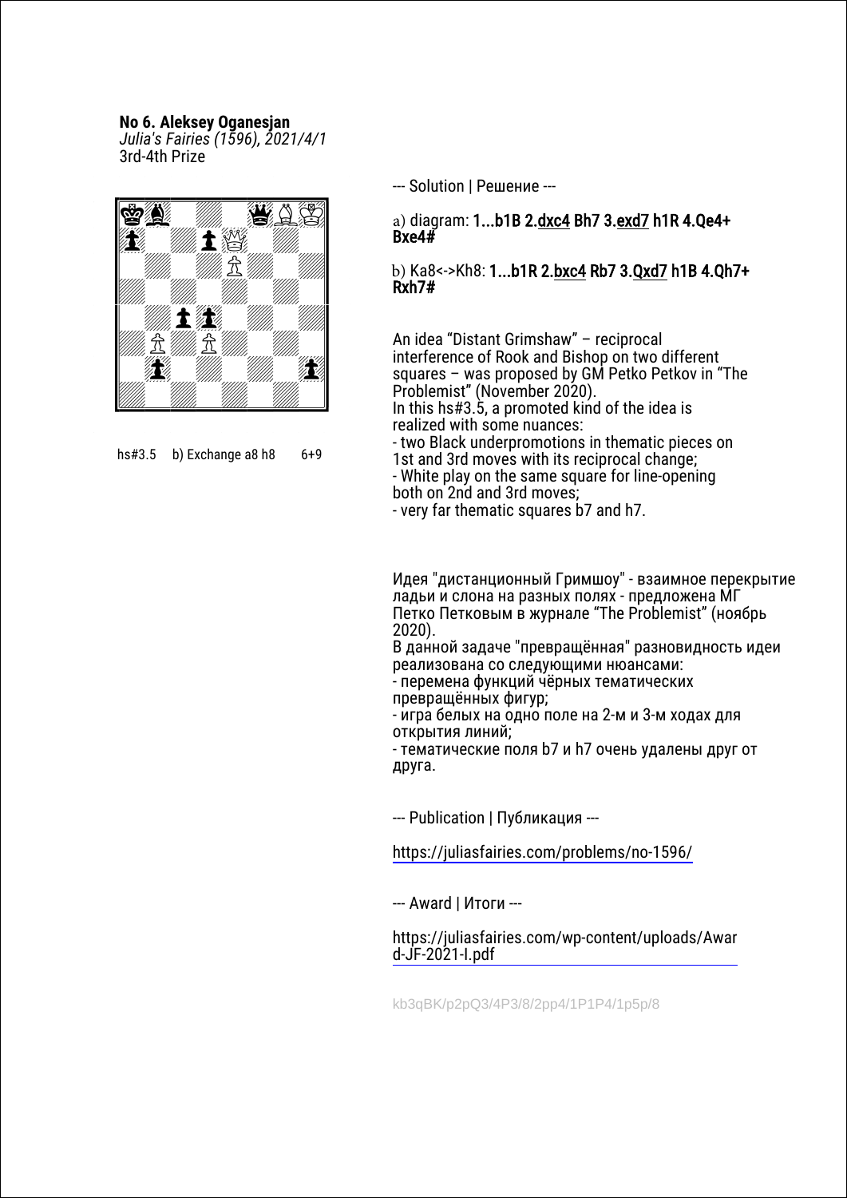**No 6. Aleksey Oganesjan**
*Julia's Fairies (1596), 2021/4/1*
3rd-4th Prize

hs#3.5 b) Exchange a8 h8 6+9

--- Solution | Решение ---

a) diagram: **1...b1B 2.dxc4 Bh7 3.exd7 h1R 4.Qe4+ Bxe4#**

b) Ka8<->Kh8: **1...b1R 2.bxc4 Rb7 3.Qxd7 h1B 4.Qh7+ Rxh7#**

An idea "Distant Grimshaw" – reciprocal interference of Rook and Bishop on two different squares – was proposed by GM Petko Petkov in "The Problemist" (November 2020).
In this hs#3.5, a promoted kind of the idea is realized with some nuances:
- two Black underpromotions in thematic pieces on 1st and 3rd moves with its reciprocal change;
- White play on the same square for line-opening both on 2nd and 3rd moves;
- very far thematic squares b7 and h7.

Идея "дистанционный Гримшоу" - взаимное перекрытие ладьи и слона на разных полях - предложена МГ Петко Петковым в журнале "The Problemist" (ноябрь 2020).
В данной задаче "превращённая" разновидность идеи реализована со следующими нюансами:
- перемена функций чёрных тематических превращённых фигур;
- игра белых на одно поле на 2-м и 3-м ходах для открытия линий;
- тематические поля b7 и h7 очень удалены друг от друга.

--- Publication | Публикация ---

https://juliasfairies.com/problems/no-1596/

--- Award | Итоги ---

https://juliasfairies.com/wp-content/uploads/Award-JF-2021-I.pdf

kb3qBK/p2pQ3/4P3/8/2pp4/1P1P4/1p5p/8